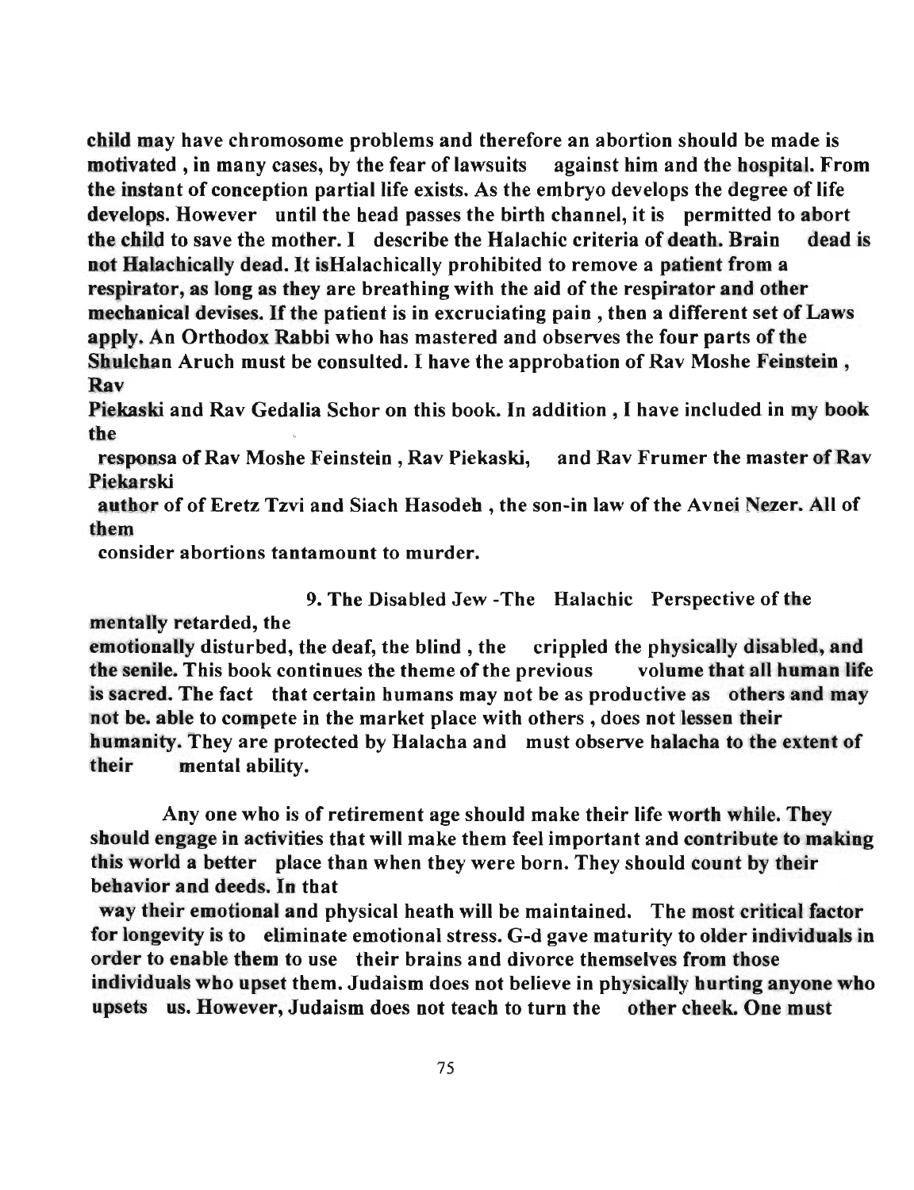**child may have chromosome problems and therefore an abortion should be made is motivated , in many cases, by the fear of lawsuits against him and the hospital. From the instant of conception partial life exists. As the embryo develops the degree of life develops. However until the head passes the birth channel, it is permitted to abort the child to save the mother. I describe the Halachic criteria of death. Brain dead is not Halachically dead. It isHalachically prohibited to remove a patient from a respirator, as long as they are breathing with the aid of the respirator and other mechanical devises. If the patient is in excruciating pain , then a different set of Laws apply. An Orthodox Rabbi who has mastered and observes the four parts of the Shulchan Aruch must be consulted. I have the approbation of Rav Moshe Feinstein , Rav Piekaski and Rav Gedalia Schor on this book. In addition , I have included in my book the responsa of Rav Moshe Feinstein , Rav Piekaski, and Rav Frumer the master of Rav Piekarski author of of Eretz Tzvi and Siach Hasodeh , the son-in law of the Avnei Nezer. All of them consider abortions tantamount to murder.**

**9. The Disabled Jew -The Halachic Perspective of the mentally retarded, the emotionally disturbed, the deaf, the blind , the crippled the physically disabled, and the senile. This book continues the theme of the previous volume that all human life is sacred. The fact that certain humans may not be as productive as others and may not be. able to compete in the market place with others , does not lessen their humanity. They are protected by Halacha and must observe halacha to the extent of their mental ability.**

**Any one who is of retirement age should make their life worth while. They should engage in activities that will make them feel important and contribute to making this world a better place than when they were born. They should count by their behavior and deeds. In that way their emotional and physical heath will be maintained. The most critical factor for longevity is to eliminate emotional stress. G-d gave maturity to older individuals in order to enable them to use their brains and divorce themselves from those individuals who upset them. Judaism does not believe in physically hurting anyone who upsets us. However, Judaism does not teach to turn the other cheek. One must**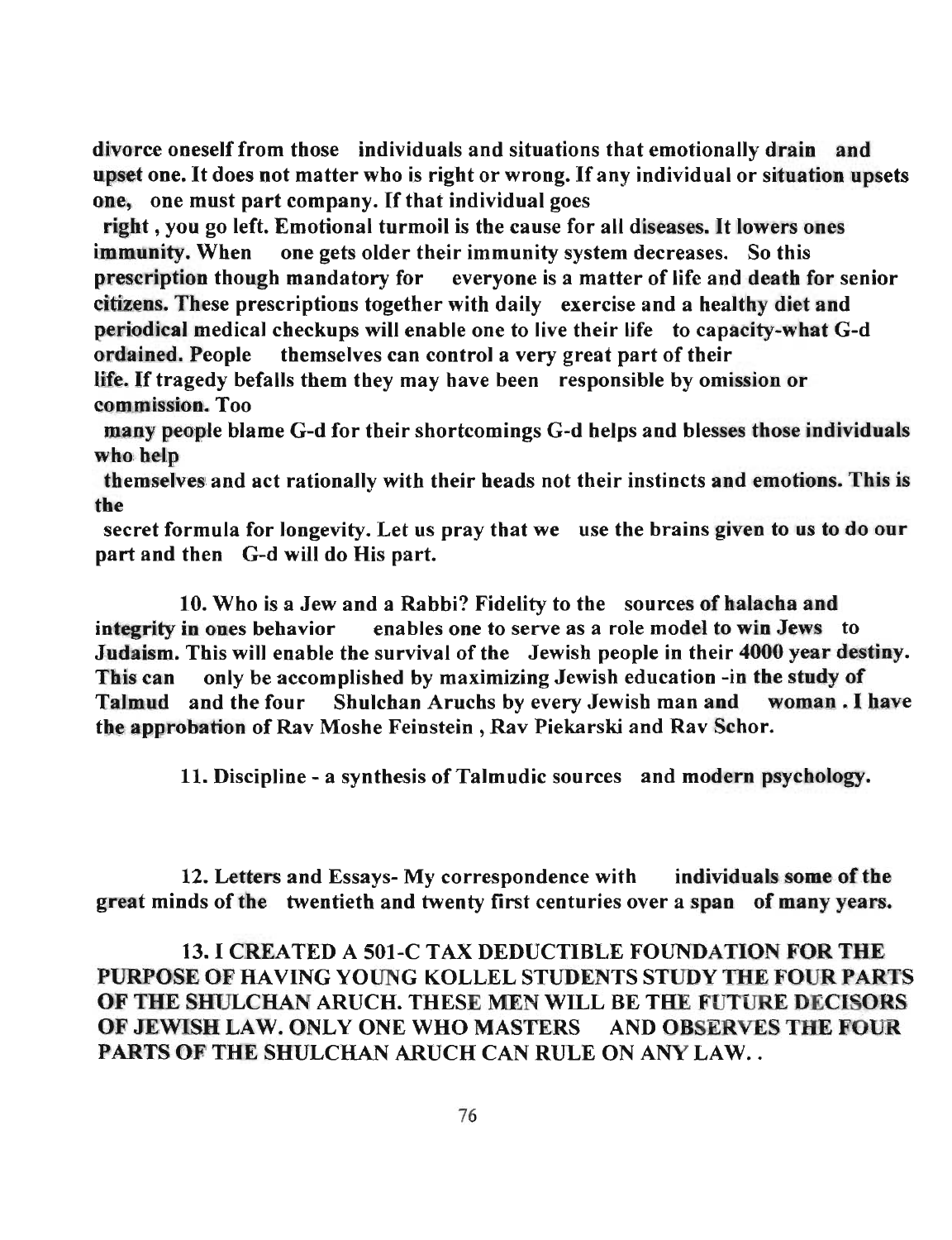divorce oneself from those individuals and situations that emotionally drain and upset one. It does not matter who is right or wrong. If any individual or situation upsets one, one must part company. If that individual goes right , you go left. Emotional turmoil is the cause for all diseases. It lowers ones immunity. When one gets older their immunity system decreases. So this prescription though mandatory for everyone is a matter of life and death for senior citizens. These prescriptions together with daily exercise and a healthy diet and periodical medical checkups will enable one to live their life to capacity-what G-d ordained. People themselves can control a very great part of their life. If tragedy befalls them they may have been responsible by omission or commission. Too many people blame G-d for their shortcomings G-d helps and blesses those individuals who help themselves and act rationally with their heads not their instincts and emotions. This is the secret formula for longevity. Let us pray that we use the brains given to us to do our part and then G-d will do His part.

10. Who is a Jew and a Rabbi? Fidelity to the sources of halacha and integrity in ones behavior enables one to serve as a role model to win Jews to Judaism. This will enable the survival of the Jewish people in their 4000 year destiny. This can only be accomplished by maximizing Jewish education -in the study of Talmud and the four Shulchan Aruchs by every Jewish man and woman . I have the approbation of Rav Moshe Feinstein , Rav Piekarski and Rav Schor.

11. Discipline - a synthesis of Talmudic sources and modern psychology.

12. Letters and Essays- My correspondence with individuals some of the great minds of the twentieth and twenty first centuries over a span of many years.

13. I CREATED A 501-C TAX DEDUCTIBLE FOUNDATION FOR THE PURPOSE OF HAVING YOUNG KOLLEL STUDENTS STUDY THE FOUR PARTS OF THE SHULCHAN ARUCH. THESE MEN WILL BE THE FUTURE DECISORS OF JEWISH LAW. ONLY ONE WHO MASTERS AND OBSERVES THE FOUR PARTS OF THE SHULCHAN ARUCH CAN RULE ON ANY LAW. .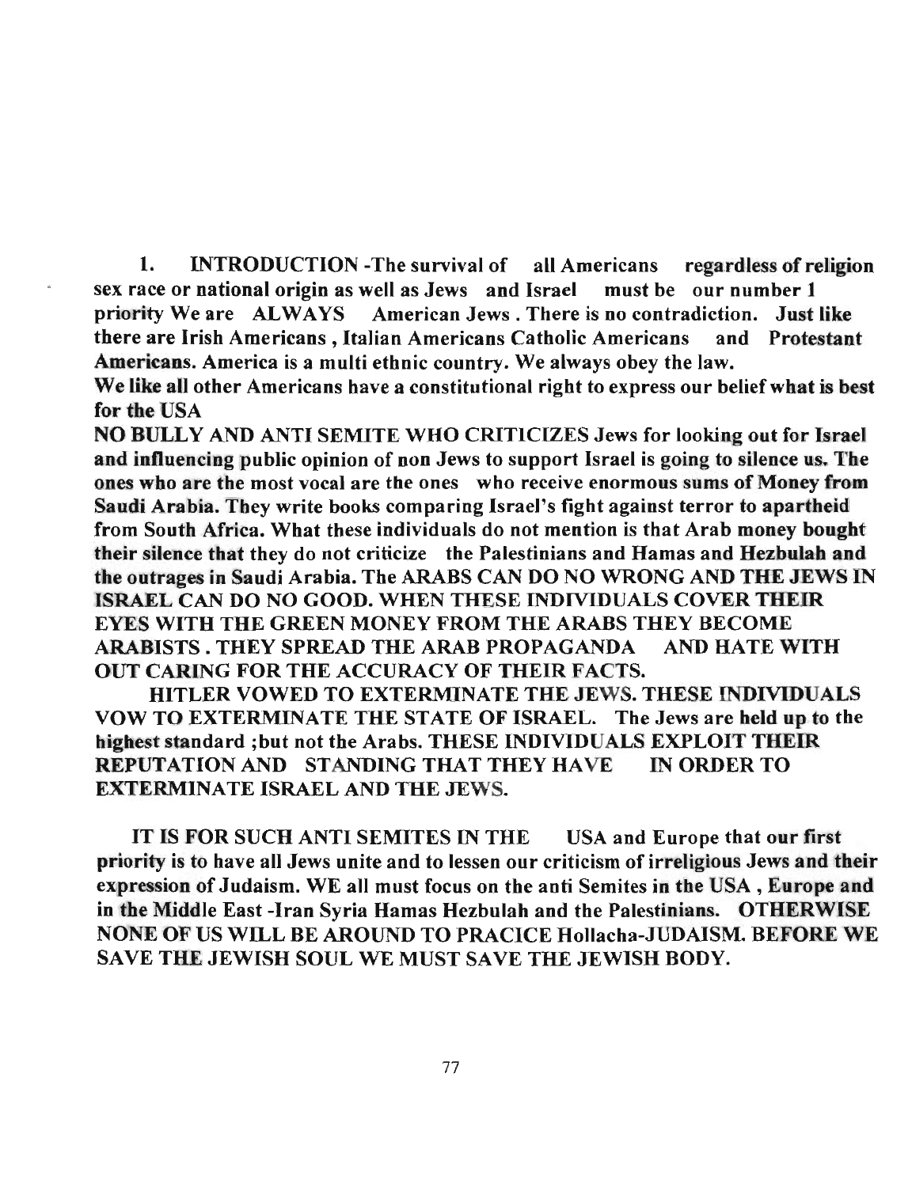1. **INTRODUCTION** -The survival of all Americans regardless of religion sex race or national origin as well as Jews and Israel must be our number 1 priority We are ALWAYS American Jews . There is no contradiction. Just like there are Irish Americans , Italian Americans Catholic Americans and Protestant Americans. America is a multi ethnic country. We always obey the law.
We like all other Americans have a constitutional right to express our belief what is best for the USA

NO BULLY AND ANTI SEMITE WHO CRITICIZES Jews for looking out for Israel and influencing public opinion of non Jews to support Israel is going to silence us. The ones who are the most vocal are the ones who receive enormous sums of Money from Saudi Arabia. They write books comparing Israel's fight against terror to apartheid from South Africa. What these individuals do not mention is that Arab money bought their silence that they do not criticize the Palestinians and Hamas and Hezbulah and the outrages in Saudi Arabia. The ARABS CAN DO NO WRONG AND THE JEWS IN ISRAEL CAN DO NO GOOD. WHEN THESE INDIVIDUALS COVER THEIR EYES WITH THE GREEN MONEY FROM THE ARABS THEY BECOME ARABISTS . THEY SPREAD THE ARAB PROPAGANDA AND HATE WITH OUT CARING FOR THE ACCURACY OF THEIR FACTS.

HITLER VOWED TO EXTERMINATE THE JEWS. THESE INDIVIDUALS VOW TO EXTERMINATE THE STATE OF ISRAEL. The Jews are held up to the highest standard ;but not the Arabs. THESE INDIVIDUALS EXPLOIT THEIR REPUTATION AND STANDING THAT THEY HAVE IN ORDER TO EXTERMINATE ISRAEL AND THE JEWS.

IT IS FOR SUCH ANTI SEMITES IN THE USA and Europe that our first priority is to have all Jews unite and to lessen our criticism of irreligious Jews and their expression of Judaism. WE all must focus on the anti Semites in the USA , Europe and in the Middle East -Iran Syria Hamas Hezbulah and the Palestinians. OTHERWISE NONE OF US WILL BE AROUND TO PRACICE Hollacha-JUDAISM. BEFORE WE SAVE THE JEWISH SOUL WE MUST SAVE THE JEWISH BODY.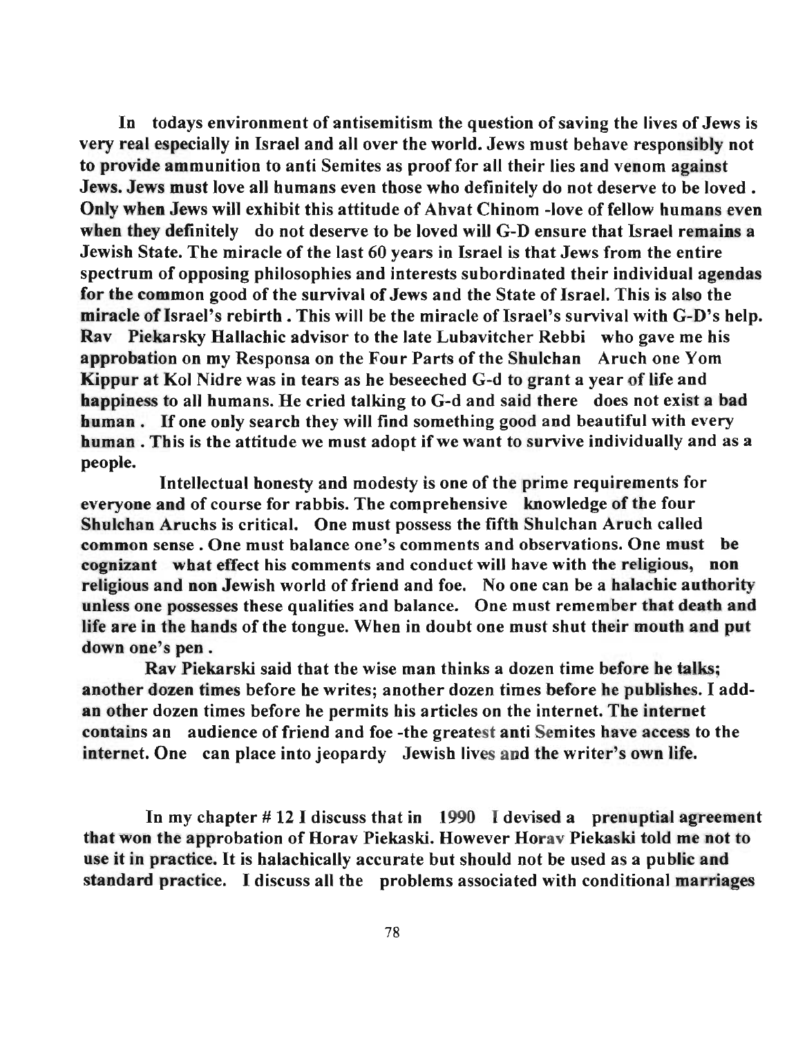**In todays environment of antisemitism the question of saving the lives of Jews is very real especially in Israel and all over the world. Jews must behave responsibly not to provide ammunition to anti Semites as proof for all their lies and venom against Jews. Jews must love all humans even those who definitely do not deserve to be loved . Only when Jews will exhibit this attitude of Ahvat Chinom -love of fellow humans even when they definitely do not deserve to be loved will G-D ensure that Israel remains a Jewish State. The miracle of the last 60 years in Israel is that Jews from the entire spectrum of opposing philosophies and interests subordinated their individual agendas for the common good of the survival of Jews and the State of Israel. This is also the miracle of Israel's rebirth . This will be the miracle of Israel's survival with G-D's help. Rav Piekarsky Hallachic advisor to the late Lubavitcher Rebbi who gave me his approbation on my Responsa on the Four Parts of the Shulchan Aruch one Yom Kippur at Kol Nidre was in tears as he beseeched G-d to grant a year of life and happiness to all humans. He cried talking to G-d and said there does not exist a bad human . If one only search they will find something good and beautiful with every human . This is the attitude we must adopt if we want to survive individually and as a people.**

**Intellectual honesty and modesty is one of the prime requirements for everyone and of course for rabbis. The comprehensive knowledge of the four Shulchan Aruchs is critical. One must possess the fifth Shulchan Aruch called common sense . One must balance one's comments and observations. One must be cognizant what effect his comments and conduct will have with the religious, non religious and non Jewish world of friend and foe. No one can be a halachic authority unless one possesses these qualities and balance. One must remember that death and life are in the hands of the tongue. When in doubt one must shut their mouth and put down one's pen .**

**Rav Piekarski said that the wise man thinks a dozen time before he talks; another dozen times before he writes; another dozen times before he publishes. I add- an other dozen times before he permits his articles on the internet. The internet contains an audience of friend and foe -the greatest anti Semites have access to the internet. One can place into jeopardy Jewish lives and the writer's own life.**

**In my chapter # 12 I discuss that in 1990 I devised a prenuptial agreement that won the approbation of Horav Piekaski. However Horav Piekaski told me not to use it in practice. It is halachically accurate but should not be used as a public and standard practice. I discuss all the problems associated with conditional marriages**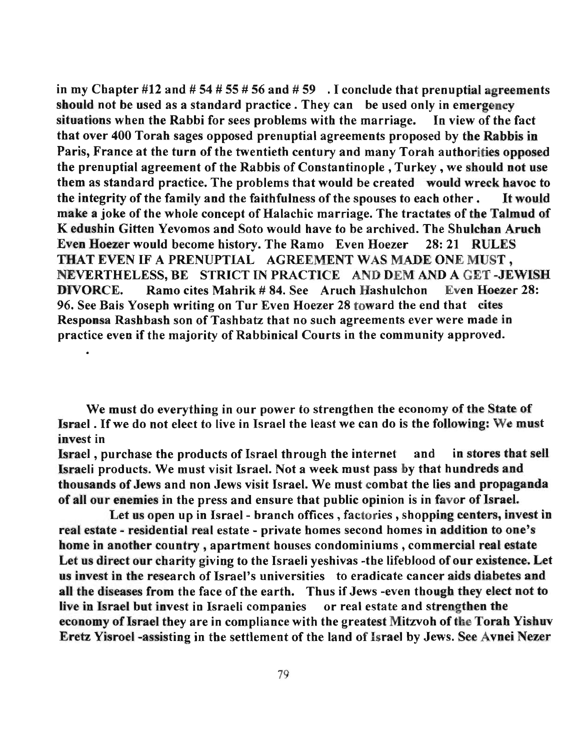**in my Chapter #12 and # 54 # 55 # 56 and # 59 . I conclude that prenuptial agreements should not be used as a standard practice . They can be used only in emergency situations when the Rabbi for sees problems with the marriage. In view of the fact that over 400 Torah sages opposed prenuptial agreements proposed by the Rabbis in Paris, France at the turn of the twentieth century and many Torah authorities opposed the prenuptial agreement of the Rabbis of Constantinople , Turkey , we should not use them as standard practice. The problems that would be created would wreck havoc to the integrity of the family and the faithfulness of the spouses to each other . It would make a joke of the whole concept of Halachic marriage. The tractates of the Talmud of K edushin Gitten Yevomos and Soto would have to be archived. The Shulchan Aruch Even Hoezer would become history. The Ramo Even Hoezer 28: 21 RULES THAT EVEN IF A PRENUPTIAL AGREEMENT WAS MADE ONE MUST , NEVERTHELESS, BE STRICT IN PRACTICE AND DEM AND A GET -JEWISH DIVORCE. Ramo cites Mahrik # 84. See Aruch Hashulchon Even Hoezer 28: 96. See Bais Yoseph writing on Tur Even Hoezer 28 toward the end that cites Responsa Rashbash son of Tashbatz that no such agreements ever were made in practice even if the majority of Rabbinical Courts in the community approved.**

**We must do everything in our power to strengthen the economy of the State of Israel . If we do not elect to live in Israel the least we can do is the following: We must invest in Israel , purchase the products of Israel through the internet and in stores that sell Israeli products. We must visit Israel. Not a week must pass by that hundreds and thousands of Jews and non Jews visit Israel. We must combat the lies and propaganda of all our enemies in the press and ensure that public opinion is in favor of Israel.**

**Let us open up in Israel - branch offices , factories , shopping centers, invest in real estate - residential real estate - private homes second homes in addition to one's home in another country , apartment houses condominiums , commercial real estate Let us direct our charity giving to the Israeli yeshivas -the lifeblood of our existence. Let us invest in the research of Israel's universities to eradicate cancer aids diabetes and all the diseases from the face of the earth. Thus if Jews -even though they elect not to live in Israel but invest in Israeli companies or real estate and strengthen the economy of Israel they are in compliance with the greatest Mitzvoh of the Torah Yishuv Eretz Yisroel -assisting in the settlement of the land of Israel by Jews. See Avnei Nezer**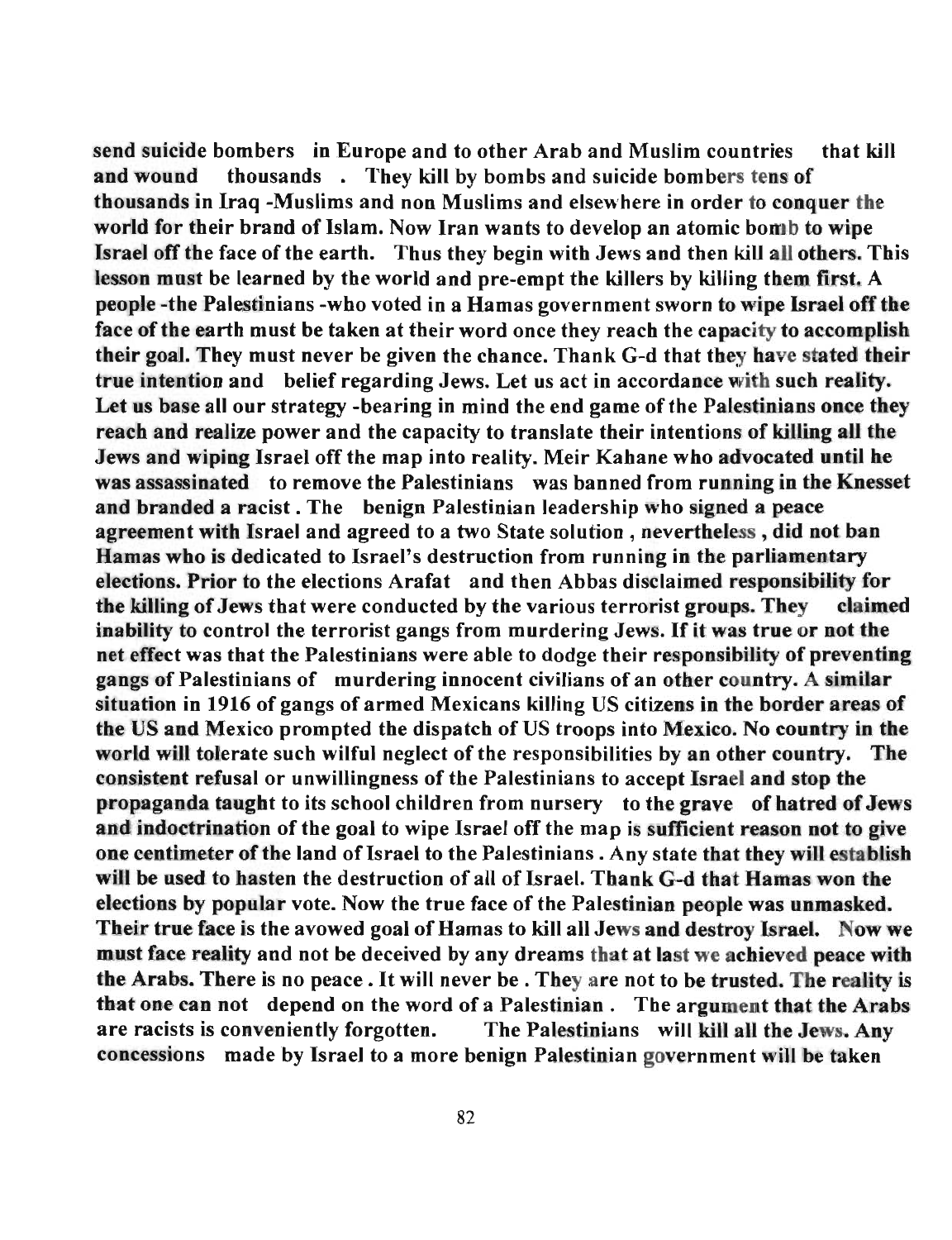send suicide bombers in Europe and to other Arab and Muslim countries that kill and wound thousands . They kill by bombs and suicide bombers tens of thousands in Iraq -Muslims and non Muslims and elsewhere in order to conquer the world for their brand of Islam. Now Iran wants to develop an atomic bomb to wipe Israel off the face of the earth. Thus they begin with Jews and then kill all others. This lesson must be learned by the world and pre-empt the killers by killing them first. A people -the Palestinians -who voted in a Hamas government sworn to wipe Israel off the face of the earth must be taken at their word once they reach the capacity to accomplish their goal. They must never be given the chance. Thank G-d that they have stated their true intention and belief regarding Jews. Let us act in accordance with such reality. Let us base all our strategy -bearing in mind the end game of the Palestinians once they reach and realize power and the capacity to translate their intentions of killing all the Jews and wiping Israel off the map into reality. Meir Kahane who advocated until he was assassinated to remove the Palestinians was banned from running in the Knesset and branded a racist . The benign Palestinian leadership who signed a peace agreement with Israel and agreed to a two State solution , nevertheless , did not ban Hamas who is dedicated to Israel's destruction from running in the parliamentary elections. Prior to the elections Arafat and then Abbas disclaimed responsibility for the killing of Jews that were conducted by the various terrorist groups. They claimed inability to control the terrorist gangs from murdering Jews. If it was true or not the net effect was that the Palestinians were able to dodge their responsibility of preventing gangs of Palestinians of murdering innocent civilians of an other country. A similar situation in 1916 of gangs of armed Mexicans killing US citizens in the border areas of the US and Mexico prompted the dispatch of US troops into Mexico. No country in the world will tolerate such wilful neglect of the responsibilities by an other country. The consistent refusal or unwillingness of the Palestinians to accept Israel and stop the propaganda taught to its school children from nursery to the grave of hatred of Jews and indoctrination of the goal to wipe Israel off the map is sufficient reason not to give one centimeter of the land of Israel to the Palestinians . Any state that they will establish will be used to hasten the destruction of all of Israel. Thank G-d that Hamas won the elections by popular vote. Now the true face of the Palestinian people was unmasked. Their true face is the avowed goal of Hamas to kill all Jews and destroy Israel. Now we must face reality and not be deceived by any dreams that at last we achieved peace with the Arabs. There is no peace . It will never be . They are not to be trusted. The reality is that one can not depend on the word of a Palestinian . The argument that the Arabs are racists is conveniently forgotten. The Palestinians will kill all the Jews. Any concessions made by Israel to a more benign Palestinian government will be taken